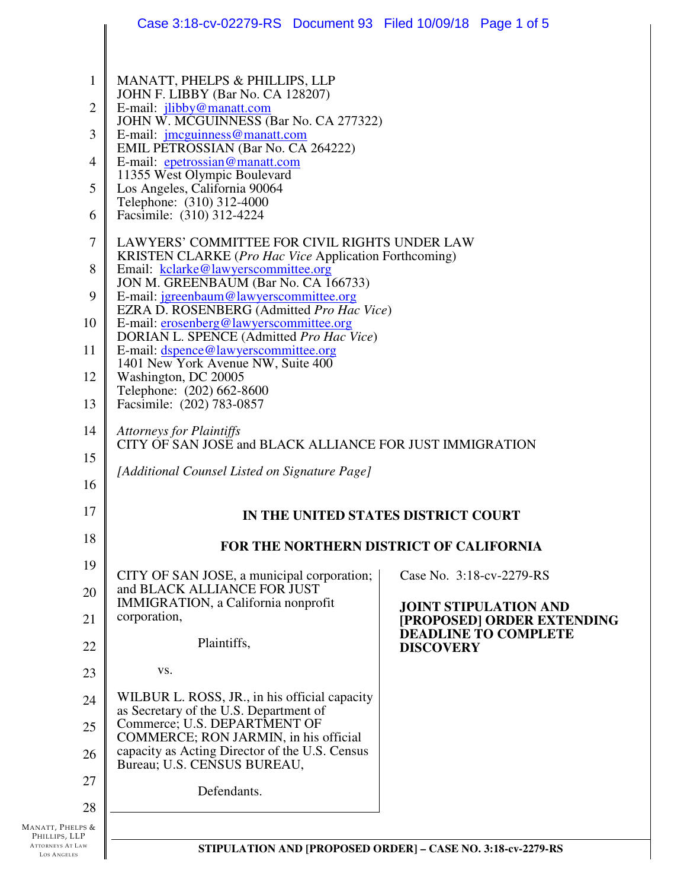MANATT, PHELPS & PHILLIPS, LLP
JOHN F. LIBBY (Bar No. CA 128207)
E-mail: jlibby@manatt.com
JOHN W. MCGUINNESS (Bar No. CA 277322)
E-mail: jmcguinness@manatt.com
EMIL PETROSSIAN (Bar No. CA 264222)
E-mail: epetrossian@manatt.com
11355 West Olympic Boulevard
Los Angeles, California 90064
Telephone: (310) 312-4000
Facsimile: (310) 312-4224

LAWYERS' COMMITTEE FOR CIVIL RIGHTS UNDER LAW
KRISTEN CLARKE (*Pro Hac Vice* Application Forthcoming)
Email: kclarke@lawyerscommittee.org
JON M. GREENBAUM (Bar No. CA 166733)
E-mail: jgreenbaum@lawyerscommittee.org
EZRA D. ROSENBERG (Admitted *Pro Hac Vice*)
E-mail: erosenberg@lawyerscommittee.org
DORIAN L. SPENCE (Admitted *Pro Hac Vice*)
E-mail: dspence@lawyerscommittee.org
1401 New York Avenue NW, Suite 400
Washington, DC 20005
Telephone: (202) 662-8600
Facsimile: (202) 783-0857

*Attorneys for Plaintiffs*
CITY OF SAN JOSE and BLACK ALLIANCE FOR JUST IMMIGRATION

*[Additional Counsel Listed on Signature Page]*

**IN THE UNITED STATES DISTRICT COURT**

**FOR THE NORTHERN DISTRICT OF CALIFORNIA**

CITY OF SAN JOSE, a municipal corporation; and BLACK ALLIANCE FOR JUST IMMIGRATION, a California nonprofit corporation,

Plaintiffs,

vs.

WILBUR L. ROSS, JR., in his official capacity as Secretary of the U.S. Department of Commerce; U.S. DEPARTMENT OF COMMERCE; RON JARMIN, in his official capacity as Acting Director of the U.S. Census Bureau; U.S. CENSUS BUREAU,

Defendants.

Case No. 3:18-cv-2279-RS

**JOINT STIPULATION AND [PROPOSED] ORDER EXTENDING DEADLINE TO COMPLETE DISCOVERY**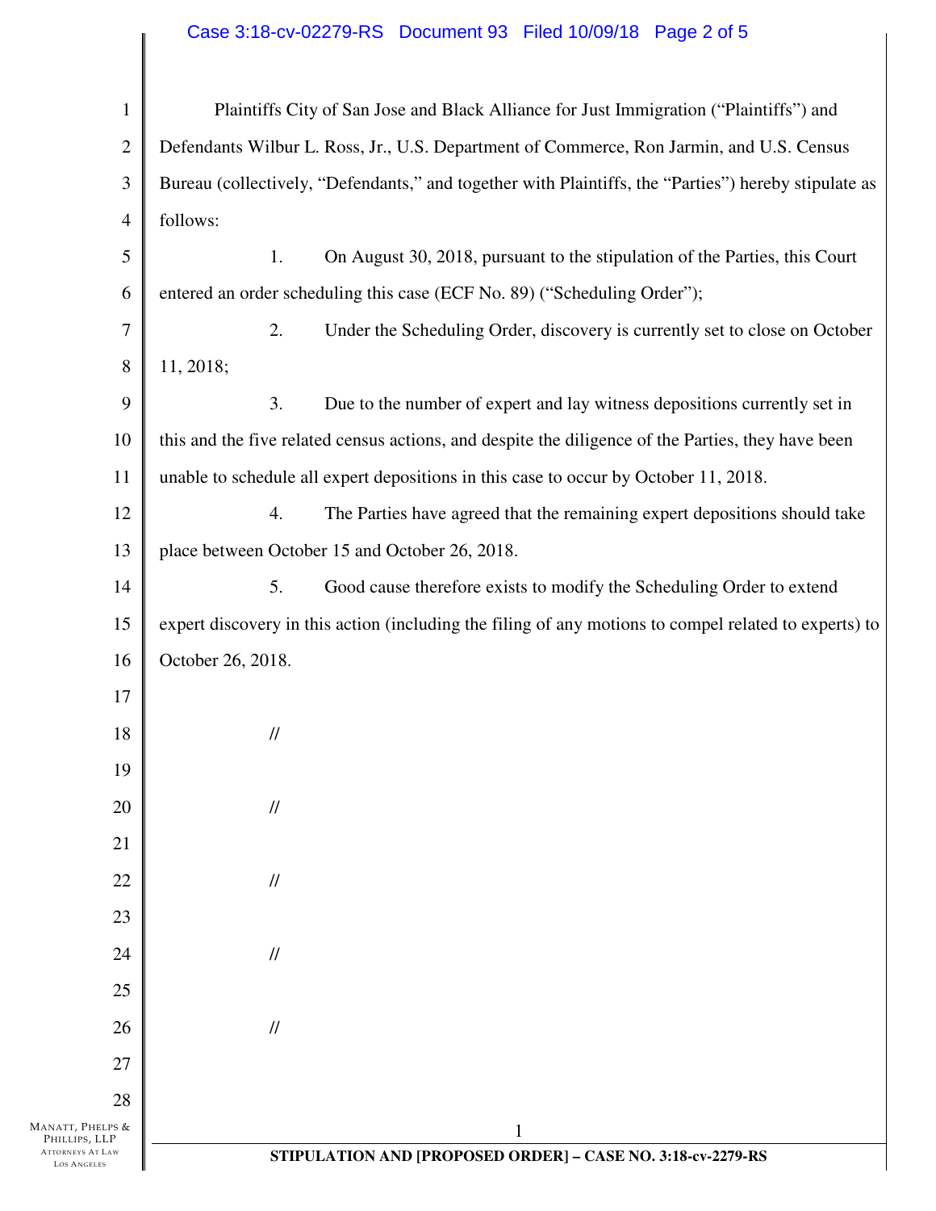Plaintiffs City of San Jose and Black Alliance for Just Immigration ("Plaintiffs") and Defendants Wilbur L. Ross, Jr., U.S. Department of Commerce, Ron Jarmin, and U.S. Census Bureau (collectively, "Defendants," and together with Plaintiffs, the "Parties") hereby stipulate as follows:

1. On August 30, 2018, pursuant to the stipulation of the Parties, this Court entered an order scheduling this case (ECF No. 89) ("Scheduling Order");

2. Under the Scheduling Order, discovery is currently set to close on October 11, 2018;

3. Due to the number of expert and lay witness depositions currently set in this and the five related census actions, and despite the diligence of the Parties, they have been unable to schedule all expert depositions in this case to occur by October 11, 2018.

4. The Parties have agreed that the remaining expert depositions should take place between October 15 and October 26, 2018.

5. Good cause therefore exists to modify the Scheduling Order to extend expert discovery in this action (including the filing of any motions to compel related to experts) to October 26, 2018.

//

//

//

//

//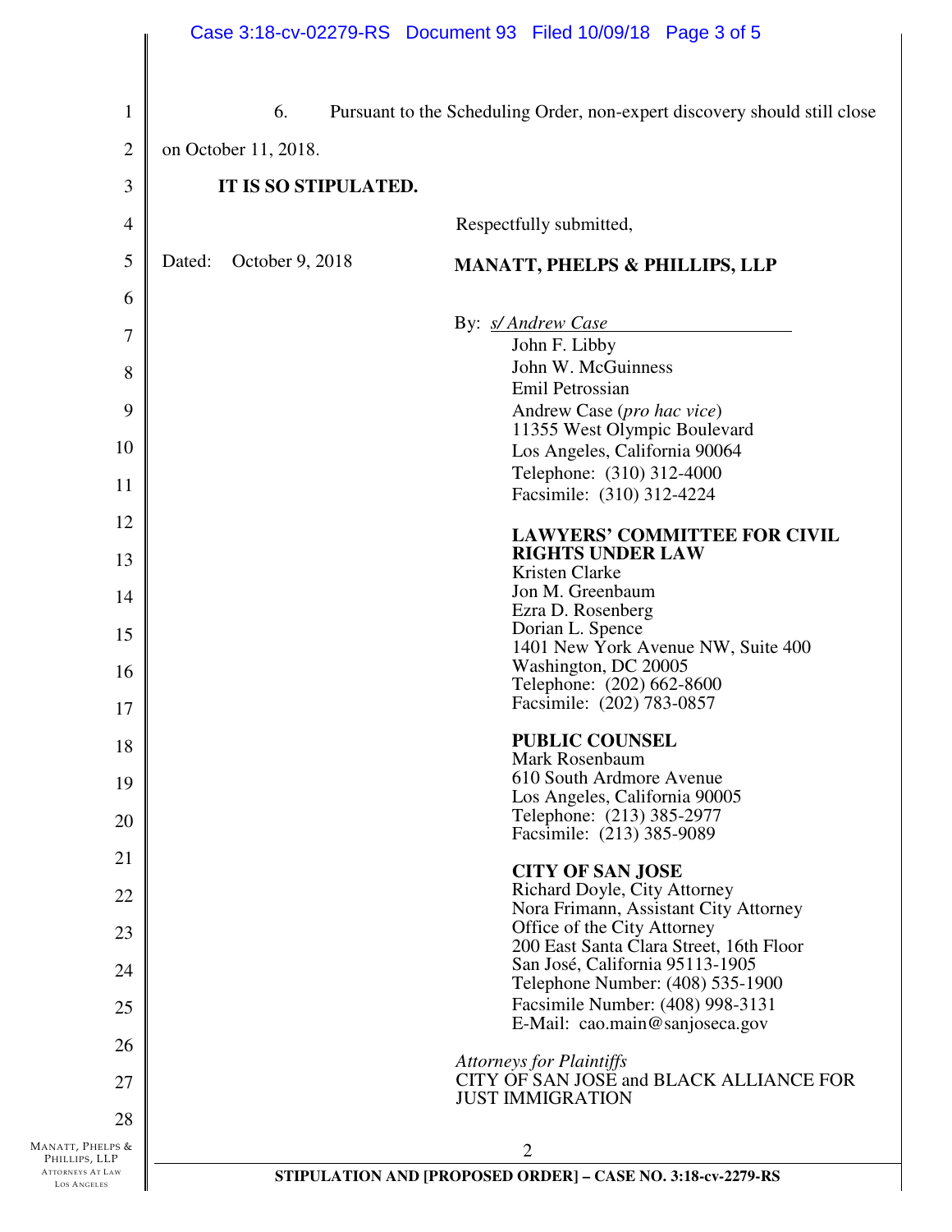6. Pursuant to the Scheduling Order, non-expert discovery should still close on October 11, 2018.

**IT IS SO STIPULATED.**

Respectfully submitted,

Dated: October 9, 2018

**MANATT, PHELPS & PHILLIPS, LLP**

By: *s/ Andrew Case*
John F. Libby
John W. McGuinness
Emil Petrossian
Andrew Case (*pro hac vice*)
11355 West Olympic Boulevard
Los Angeles, California 90064
Telephone: (310) 312-4000
Facsimile: (310) 312-4224

**LAWYERS' COMMITTEE FOR CIVIL RIGHTS UNDER LAW**
Kristen Clarke
Jon M. Greenbaum
Ezra D. Rosenberg
Dorian L. Spence
1401 New York Avenue NW, Suite 400
Washington, DC 20005
Telephone: (202) 662-8600
Facsimile: (202) 783-0857

**PUBLIC COUNSEL**
Mark Rosenbaum
610 South Ardmore Avenue
Los Angeles, California 90005
Telephone: (213) 385-2977
Facsimile: (213) 385-9089

**CITY OF SAN JOSE**
Richard Doyle, City Attorney
Nora Frimann, Assistant City Attorney
Office of the City Attorney
200 East Santa Clara Street, 16th Floor
San José, California 95113-1905
Telephone Number: (408) 535-1900
Facsimile Number: (408) 998-3131
E-Mail: cao.main@sanjoseca.gov

*Attorneys for Plaintiffs*
CITY OF SAN JOSE and BLACK ALLIANCE FOR JUST IMMIGRATION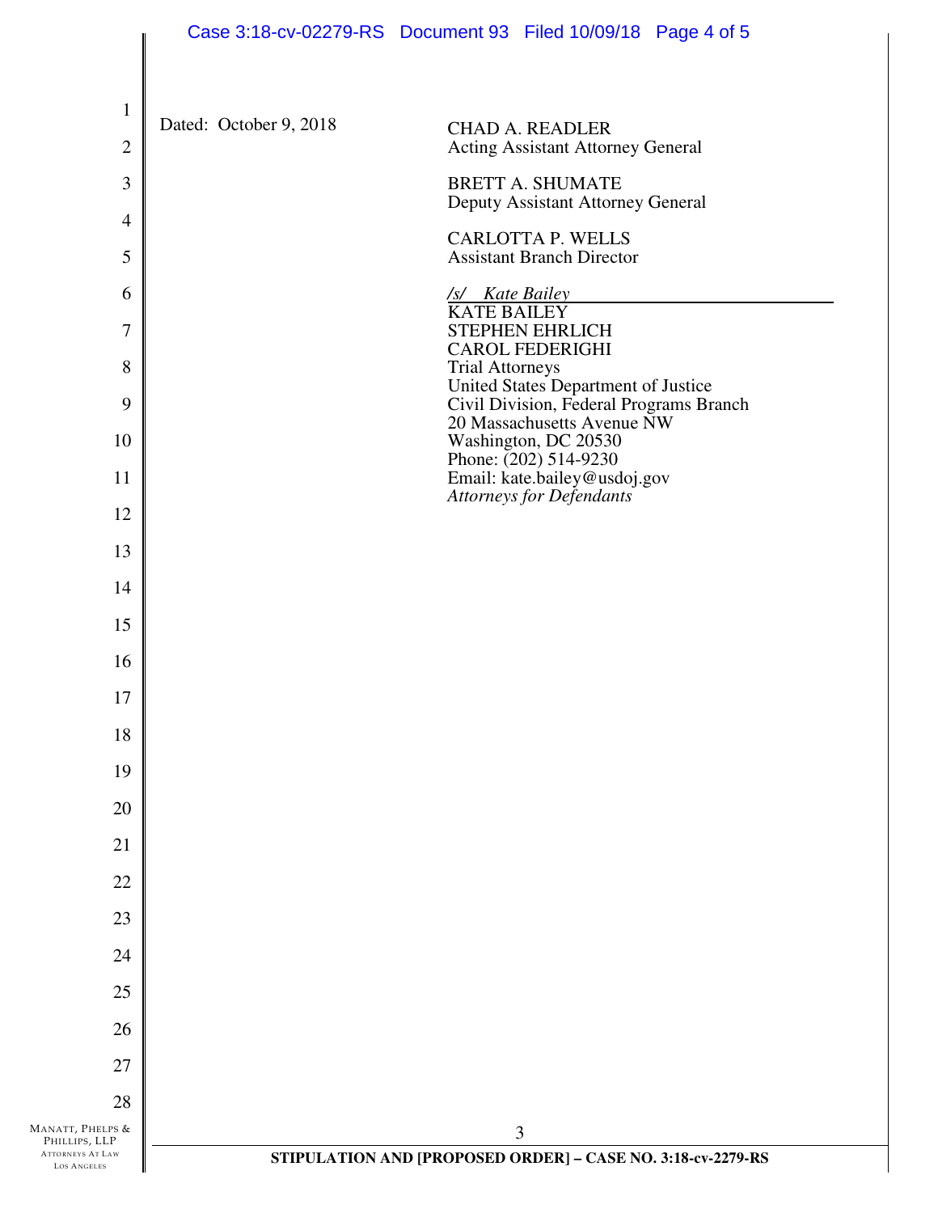Dated: October 9, 2018

CHAD A. READLER
Acting Assistant Attorney General

BRETT A. SHUMATE
Deputy Assistant Attorney General

CARLOTTA P. WELLS
Assistant Branch Director

*/s/ Kate Bailey*
KATE BAILEY
STEPHEN EHRLICH
CAROL FEDERIGHI
Trial Attorneys
United States Department of Justice
Civil Division, Federal Programs Branch
20 Massachusetts Avenue NW
Washington, DC 20530
Phone: (202) 514-9230
Email: kate.bailey@usdoj.gov
*Attorneys for Defendants*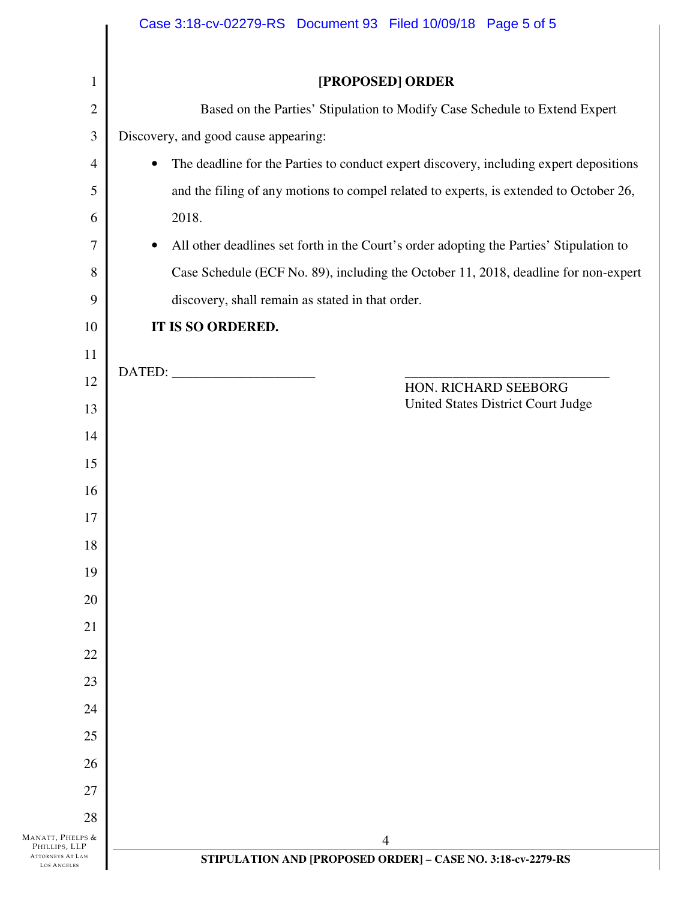**[PROPOSED] ORDER**

Based on the Parties' Stipulation to Modify Case Schedule to Extend Expert Discovery, and good cause appearing:

- The deadline for the Parties to conduct expert discovery, including expert depositions and the filing of any motions to compel related to experts, is extended to October 26, 2018.
- All other deadlines set forth in the Court's order adopting the Parties' Stipulation to Case Schedule (ECF No. 89), including the October 11, 2018, deadline for non-expert discovery, shall remain as stated in that order.

**IT IS SO ORDERED.**

DATED: ____________________

______________________________
HON. RICHARD SEEBORG
United States District Court Judge